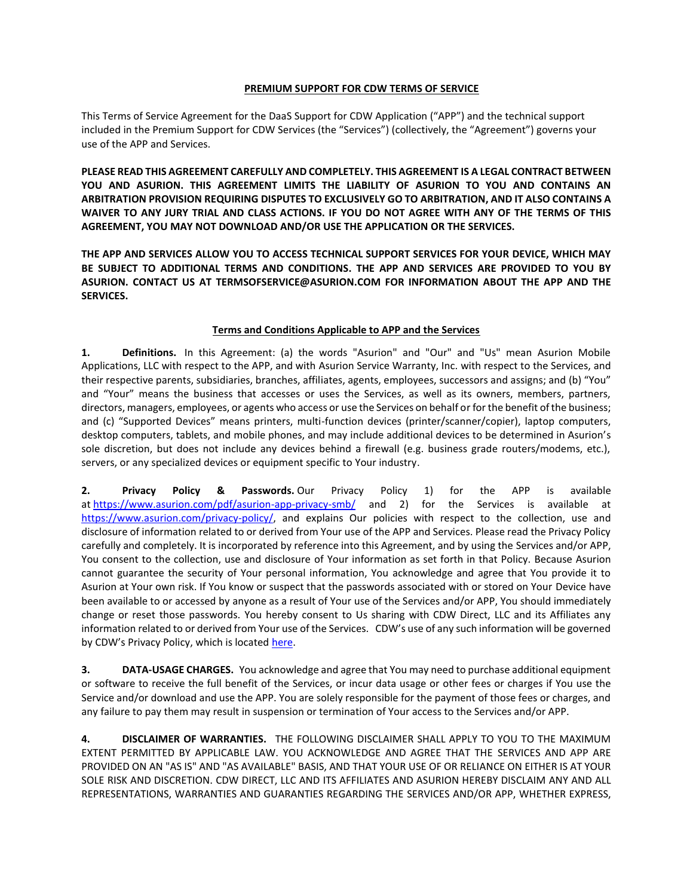# PREMIUM SUPPORT FOR CDW TERMS OF SERVICE

This Terms of Service Agreement for the DaaS Support for CDW Application ("APP") and the technical support included in the Premium Support for CDW Services (the "Services") (collectively, the "Agreement") governs your use of the APP and Services.

**PLEASE READ THIS AGREEMENT CAREFULLY AND COMPLETELY. THIS AGREEMENT IS A LEGAL CONTRACT BETWEEN YOU AND ASURION. THIS AGREEMENT LIMITS THE LIABILITY OF ASURION TO YOU AND CONTAINS AN ARBITRATION PROVISION REQUIRING DISPUTES TO EXCLUSIVELY GO TO ARBITRATION, AND IT ALSO CONTAINS A WAIVER TO ANY JURY TRIAL AND CLASS ACTIONS. IF YOU DO NOT AGREE WITH ANY OF THE TERMS OF THIS AGREEMENT, YOU MAY NOT DOWNLOAD AND/OR USE THE APPLICATION OR THE SERVICES.**

**THE APP AND SERVICES ALLOW YOU TO ACCESS TECHNICAL SUPPORT SERVICES FOR YOUR DEVICE, WHICH MAY BE SUBJECT TO ADDITIONAL TERMS AND CONDITIONS. THE APP AND SERVICES ARE PROVIDED TO YOU BY ASURION. CONTACT US AT TERMSOFSERVICE@ASURION.COM FOR INFORMATION ABOUT THE APP AND THE SERVICES.**

## Terms and Conditions Applicable to APP and the Services

**1. Definitions.** In this Agreement: (a) the words "Asurion" and "Our" and "Us" mean Asurion Mobile Applications, LLC with respect to the APP, and with Asurion Service Warranty, Inc. with respect to the Services, and their respective parents, subsidiaries, branches, affiliates, agents, employees, successors and assigns; and (b) "You" and "Your" means the business that accesses or uses the Services, as well as its owners, members, partners, directors, managers, employees, or agents who access or use the Services on behalf or for the benefit of the business; and (c) "Supported Devices" means printers, multi-function devices (printer/scanner/copier), laptop computers, desktop computers, tablets, and mobile phones, and may include additional devices to be determined in Asurion's sole discretion, but does not include any devices behind a firewall (e.g. business grade routers/modems, etc.), servers, or any specialized devices or equipment specific to Your industry.

**2. Privacy Policy & Passwords.** Our Privacy Policy 1) for the APP is available at [https://www.asurion.com/pdf/asurion-app-privacy-smb/](https://www.asurion.com/pdf/asurion-app-privacy-smb/) and 2) for the Services is available at [https://www.asurion.com/privacy-policy/](https://www.asurion.com/privacy-policy/), and explains Our policies with respect to the collection, use and disclosure of information related to or derived from Your use of the APP and Services. Please read the Privacy Policy carefully and completely. It is incorporated by reference into this Agreement, and by using the Services and/or APP, You consent to the collection, use and disclosure of Your information as set forth in that Policy. Because Asurion cannot guarantee the security of Your personal information, You acknowledge and agree that You provide it to Asurion at Your own risk. If You know or suspect that the passwords associated with or stored on Your Device have been available to or accessed by anyone as a result of Your use of the Services and/or APP, You should immediately change or reset those passwords. You hereby consent to Us sharing with CDW Direct, LLC and its Affiliates any information related to or derived from Your use of the Services. CDW's use of any such information will be governed by CDW's Privacy Policy, which is located here.

**3. DATA-USAGE CHARGES.** You acknowledge and agree that You may need to purchase additional equipment or software to receive the full benefit of the Services, or incur data usage or other fees or charges if You use the Service and/or download and use the APP. You are solely responsible for the payment of those fees or charges, and any failure to pay them may result in suspension or termination of Your access to the Services and/or APP.

**4. DISCLAIMER OF WARRANTIES.** THE FOLLOWING DISCLAIMER SHALL APPLY TO YOU TO THE MAXIMUM EXTENT PERMITTED BY APPLICABLE LAW. YOU ACKNOWLEDGE AND AGREE THAT THE SERVICES AND APP ARE PROVIDED ON AN "AS IS" AND "AS AVAILABLE" BASIS, AND THAT YOUR USE OF OR RELIANCE ON EITHER IS AT YOUR SOLE RISK AND DISCRETION. CDW DIRECT, LLC AND ITS AFFILIATES AND ASURION HEREBY DISCLAIM ANY AND ALL REPRESENTATIONS, WARRANTIES AND GUARANTIES REGARDING THE SERVICES AND/OR APP, WHETHER EXPRESS,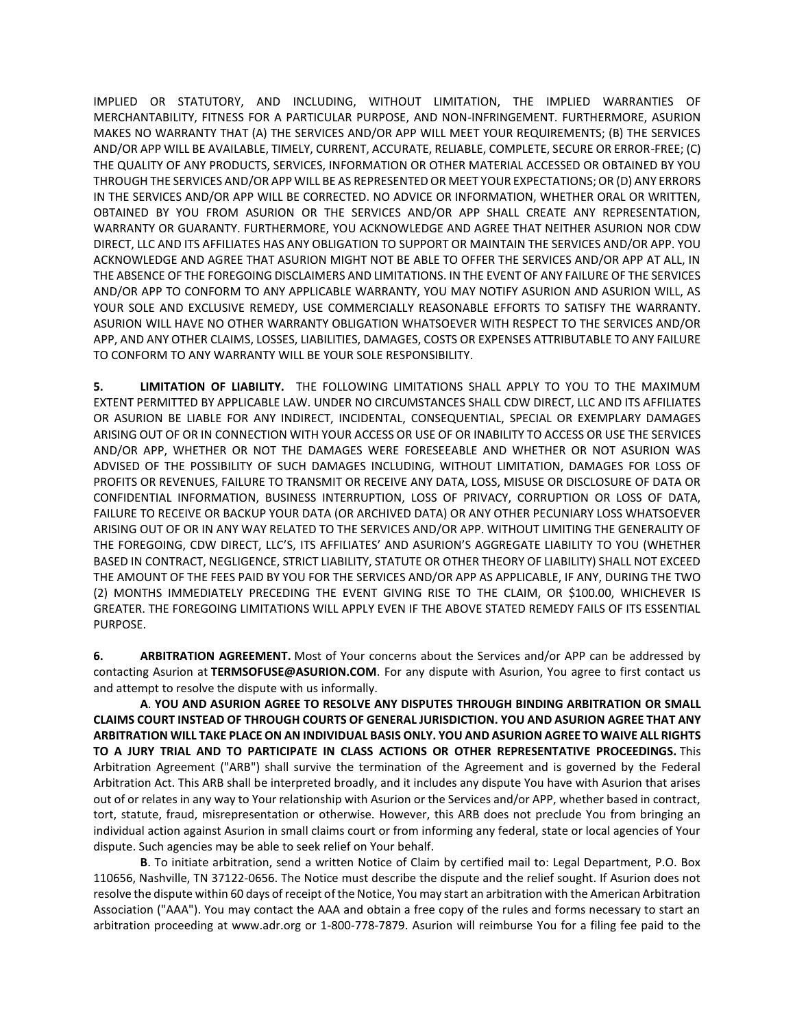IMPLIED OR STATUTORY, AND INCLUDING, WITHOUT LIMITATION, THE IMPLIED WARRANTIES OF MERCHANTABILITY, FITNESS FOR A PARTICULAR PURPOSE, AND NON-INFRINGEMENT. FURTHERMORE, ASURION MAKES NO WARRANTY THAT (A) THE SERVICES AND/OR APP WILL MEET YOUR REQUIREMENTS; (B) THE SERVICES AND/OR APP WILL BE AVAILABLE, TIMELY, CURRENT, ACCURATE, RELIABLE, COMPLETE, SECURE OR ERROR-FREE; (C) THE QUALITY OF ANY PRODUCTS, SERVICES, INFORMATION OR OTHER MATERIAL ACCESSED OR OBTAINED BY YOU THROUGH THE SERVICES AND/OR APP WILL BE AS REPRESENTED OR MEET YOUR EXPECTATIONS; OR (D) ANY ERRORS IN THE SERVICES AND/OR APP WILL BE CORRECTED. NO ADVICE OR INFORMATION, WHETHER ORAL OR WRITTEN, OBTAINED BY YOU FROM ASURION OR THE SERVICES AND/OR APP SHALL CREATE ANY REPRESENTATION, WARRANTY OR GUARANTY. FURTHERMORE, YOU ACKNOWLEDGE AND AGREE THAT NEITHER ASURION NOR CDW DIRECT, LLC AND ITS AFFILIATES HAS ANY OBLIGATION TO SUPPORT OR MAINTAIN THE SERVICES AND/OR APP. YOU ACKNOWLEDGE AND AGREE THAT ASURION MIGHT NOT BE ABLE TO OFFER THE SERVICES AND/OR APP AT ALL, IN THE ABSENCE OF THE FOREGOING DISCLAIMERS AND LIMITATIONS. IN THE EVENT OF ANY FAILURE OF THE SERVICES AND/OR APP TO CONFORM TO ANY APPLICABLE WARRANTY, YOU MAY NOTIFY ASURION AND ASURION WILL, AS YOUR SOLE AND EXCLUSIVE REMEDY, USE COMMERCIALLY REASONABLE EFFORTS TO SATISFY THE WARRANTY. ASURION WILL HAVE NO OTHER WARRANTY OBLIGATION WHATSOEVER WITH RESPECT TO THE SERVICES AND/OR APP, AND ANY OTHER CLAIMS, LOSSES, LIABILITIES, DAMAGES, COSTS OR EXPENSES ATTRIBUTABLE TO ANY FAILURE TO CONFORM TO ANY WARRANTY WILL BE YOUR SOLE RESPONSIBILITY.

**5. LIMITATION OF LIABILITY.** THE FOLLOWING LIMITATIONS SHALL APPLY TO YOU TO THE MAXIMUM EXTENT PERMITTED BY APPLICABLE LAW. UNDER NO CIRCUMSTANCES SHALL CDW DIRECT, LLC AND ITS AFFILIATES OR ASURION BE LIABLE FOR ANY INDIRECT, INCIDENTAL, CONSEQUENTIAL, SPECIAL OR EXEMPLARY DAMAGES ARISING OUT OF OR IN CONNECTION WITH YOUR ACCESS OR USE OF OR INABILITY TO ACCESS OR USE THE SERVICES AND/OR APP, WHETHER OR NOT THE DAMAGES WERE FORESEEABLE AND WHETHER OR NOT ASURION WAS ADVISED OF THE POSSIBILITY OF SUCH DAMAGES INCLUDING, WITHOUT LIMITATION, DAMAGES FOR LOSS OF PROFITS OR REVENUES, FAILURE TO TRANSMIT OR RECEIVE ANY DATA, LOSS, MISUSE OR DISCLOSURE OF DATA OR CONFIDENTIAL INFORMATION, BUSINESS INTERRUPTION, LOSS OF PRIVACY, CORRUPTION OR LOSS OF DATA, FAILURE TO RECEIVE OR BACKUP YOUR DATA (OR ARCHIVED DATA) OR ANY OTHER PECUNIARY LOSS WHATSOEVER ARISING OUT OF OR IN ANY WAY RELATED TO THE SERVICES AND/OR APP. WITHOUT LIMITING THE GENERALITY OF THE FOREGOING, CDW DIRECT, LLC'S, ITS AFFILIATES' AND ASURION'S AGGREGATE LIABILITY TO YOU (WHETHER BASED IN CONTRACT, NEGLIGENCE, STRICT LIABILITY, STATUTE OR OTHER THEORY OF LIABILITY) SHALL NOT EXCEED THE AMOUNT OF THE FEES PAID BY YOU FOR THE SERVICES AND/OR APP AS APPLICABLE, IF ANY, DURING THE TWO (2) MONTHS IMMEDIATELY PRECEDING THE EVENT GIVING RISE TO THE CLAIM, OR $100.00, WHICHEVER IS GREATER. THE FOREGOING LIMITATIONS WILL APPLY EVEN IF THE ABOVE STATED REMEDY FAILS OF ITS ESSENTIAL PURPOSE.

**6. ARBITRATION AGREEMENT.** Most of Your concerns about the Services and/or APP can be addressed by contacting Asurion at **TERMSOFUSE@ASURION.COM**. For any dispute with Asurion, You agree to first contact us and attempt to resolve the dispute with us informally.

**A**. **YOU AND ASURION AGREE TO RESOLVE ANY DISPUTES THROUGH BINDING ARBITRATION OR SMALL CLAIMS COURT INSTEAD OF THROUGH COURTS OF GENERAL JURISDICTION. YOU AND ASURION AGREE THAT ANY ARBITRATION WILL TAKE PLACE ON AN INDIVIDUAL BASIS ONLY. YOU AND ASURION AGREE TO WAIVE ALL RIGHTS TO A JURY TRIAL AND TO PARTICIPATE IN CLASS ACTIONS OR OTHER REPRESENTATIVE PROCEEDINGS.** This Arbitration Agreement ("ARB") shall survive the termination of the Agreement and is governed by the Federal Arbitration Act. This ARB shall be interpreted broadly, and it includes any dispute You have with Asurion that arises out of or relates in any way to Your relationship with Asurion or the Services and/or APP, whether based in contract, tort, statute, fraud, misrepresentation or otherwise. However, this ARB does not preclude You from bringing an individual action against Asurion in small claims court or from informing any federal, state or local agencies of Your dispute. Such agencies may be able to seek relief on Your behalf.

**B**. To initiate arbitration, send a written Notice of Claim by certified mail to: Legal Department, P.O. Box 110656, Nashville, TN 37122-0656. The Notice must describe the dispute and the relief sought. If Asurion does not resolve the dispute within 60 days of receipt of the Notice, You may start an arbitration with the American Arbitration Association ("AAA"). You may contact the AAA and obtain a free copy of the rules and forms necessary to start an arbitration proceeding at www.adr.org or 1-800-778-7879. Asurion will reimburse You for a filing fee paid to the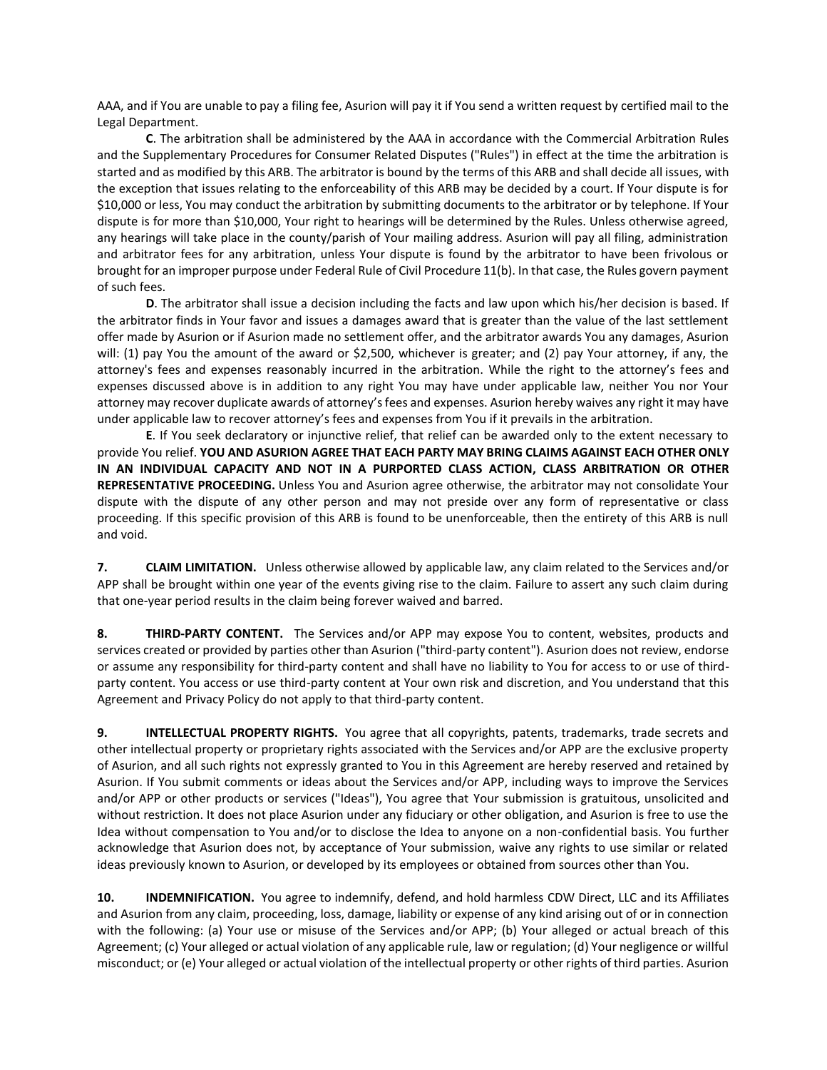AAA, and if You are unable to pay a filing fee, Asurion will pay it if You send a written request by certified mail to the Legal Department.

**C**. The arbitration shall be administered by the AAA in accordance with the Commercial Arbitration Rules and the Supplementary Procedures for Consumer Related Disputes ("Rules") in effect at the time the arbitration is started and as modified by this ARB. The arbitrator is bound by the terms of this ARB and shall decide all issues, with the exception that issues relating to the enforceability of this ARB may be decided by a court. If Your dispute is for $10,000 or less, You may conduct the arbitration by submitting documents to the arbitrator or by telephone. If Your dispute is for more than $10,000, Your right to hearings will be determined by the Rules. Unless otherwise agreed, any hearings will take place in the county/parish of Your mailing address. Asurion will pay all filing, administration and arbitrator fees for any arbitration, unless Your dispute is found by the arbitrator to have been frivolous or brought for an improper purpose under Federal Rule of Civil Procedure 11(b). In that case, the Rules govern payment of such fees.

**D**. The arbitrator shall issue a decision including the facts and law upon which his/her decision is based. If the arbitrator finds in Your favor and issues a damages award that is greater than the value of the last settlement offer made by Asurion or if Asurion made no settlement offer, and the arbitrator awards You any damages, Asurion will: (1) pay You the amount of the award or $2,500, whichever is greater; and (2) pay Your attorney, if any, the attorney's fees and expenses reasonably incurred in the arbitration. While the right to the attorney's fees and expenses discussed above is in addition to any right You may have under applicable law, neither You nor Your attorney may recover duplicate awards of attorney's fees and expenses. Asurion hereby waives any right it may have under applicable law to recover attorney's fees and expenses from You if it prevails in the arbitration.

**E**. If You seek declaratory or injunctive relief, that relief can be awarded only to the extent necessary to provide You relief. **YOU AND ASURION AGREE THAT EACH PARTY MAY BRING CLAIMS AGAINST EACH OTHER ONLY IN AN INDIVIDUAL CAPACITY AND NOT IN A PURPORTED CLASS ACTION, CLASS ARBITRATION OR OTHER REPRESENTATIVE PROCEEDING.** Unless You and Asurion agree otherwise, the arbitrator may not consolidate Your dispute with the dispute of any other person and may not preside over any form of representative or class proceeding. If this specific provision of this ARB is found to be unenforceable, then the entirety of this ARB is null and void.

**7. CLAIM LIMITATION.** Unless otherwise allowed by applicable law, any claim related to the Services and/or APP shall be brought within one year of the events giving rise to the claim. Failure to assert any such claim during that one-year period results in the claim being forever waived and barred.

**8. THIRD-PARTY CONTENT.** The Services and/or APP may expose You to content, websites, products and services created or provided by parties other than Asurion ("third-party content"). Asurion does not review, endorse or assume any responsibility for third-party content and shall have no liability to You for access to or use of third-party content. You access or use third-party content at Your own risk and discretion, and You understand that this Agreement and Privacy Policy do not apply to that third-party content.

**9. INTELLECTUAL PROPERTY RIGHTS.** You agree that all copyrights, patents, trademarks, trade secrets and other intellectual property or proprietary rights associated with the Services and/or APP are the exclusive property of Asurion, and all such rights not expressly granted to You in this Agreement are hereby reserved and retained by Asurion. If You submit comments or ideas about the Services and/or APP, including ways to improve the Services and/or APP or other products or services ("Ideas"), You agree that Your submission is gratuitous, unsolicited and without restriction. It does not place Asurion under any fiduciary or other obligation, and Asurion is free to use the Idea without compensation to You and/or to disclose the Idea to anyone on a non-confidential basis. You further acknowledge that Asurion does not, by acceptance of Your submission, waive any rights to use similar or related ideas previously known to Asurion, or developed by its employees or obtained from sources other than You.

**10. INDEMNIFICATION.** You agree to indemnify, defend, and hold harmless CDW Direct, LLC and its Affiliates and Asurion from any claim, proceeding, loss, damage, liability or expense of any kind arising out of or in connection with the following: (a) Your use or misuse of the Services and/or APP; (b) Your alleged or actual breach of this Agreement; (c) Your alleged or actual violation of any applicable rule, law or regulation; (d) Your negligence or willful misconduct; or (e) Your alleged or actual violation of the intellectual property or other rights of third parties. Asurion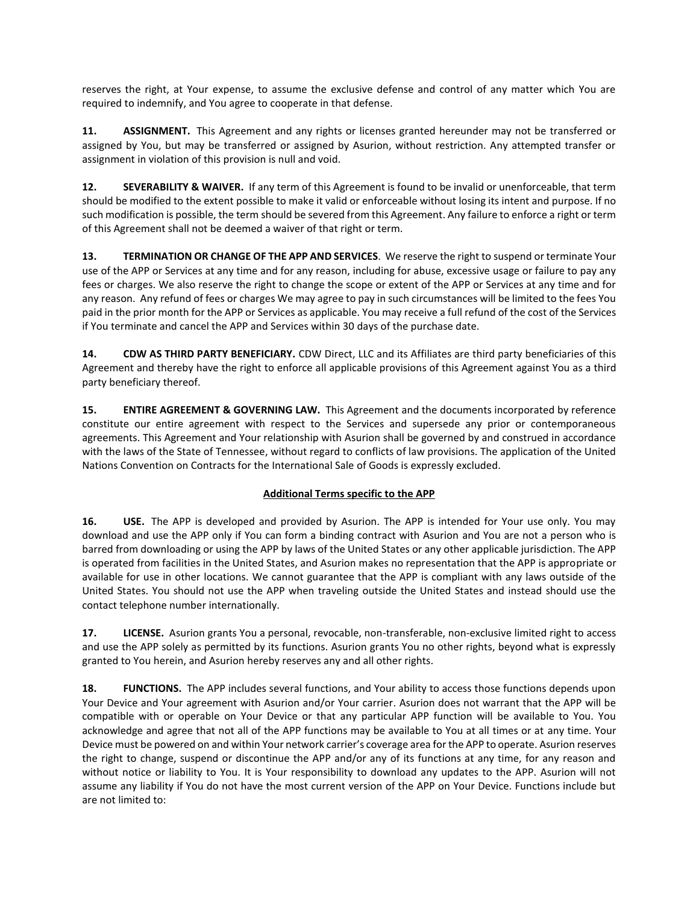reserves the right, at Your expense, to assume the exclusive defense and control of any matter which You are required to indemnify, and You agree to cooperate in that defense.

**11. ASSIGNMENT.** This Agreement and any rights or licenses granted hereunder may not be transferred or assigned by You, but may be transferred or assigned by Asurion, without restriction. Any attempted transfer or assignment in violation of this provision is null and void.

**12. SEVERABILITY & WAIVER.** If any term of this Agreement is found to be invalid or unenforceable, that term should be modified to the extent possible to make it valid or enforceable without losing its intent and purpose. If no such modification is possible, the term should be severed from this Agreement. Any failure to enforce a right or term of this Agreement shall not be deemed a waiver of that right or term.

**13. TERMINATION OR CHANGE OF THE APP AND SERVICES**. We reserve the right to suspend or terminate Your use of the APP or Services at any time and for any reason, including for abuse, excessive usage or failure to pay any fees or charges. We also reserve the right to change the scope or extent of the APP or Services at any time and for any reason. Any refund of fees or charges We may agree to pay in such circumstances will be limited to the fees You paid in the prior month for the APP or Services as applicable. You may receive a full refund of the cost of the Services if You terminate and cancel the APP and Services within 30 days of the purchase date.

**14. CDW AS THIRD PARTY BENEFICIARY.** CDW Direct, LLC and its Affiliates are third party beneficiaries of this Agreement and thereby have the right to enforce all applicable provisions of this Agreement against You as a third party beneficiary thereof.

**15. ENTIRE AGREEMENT & GOVERNING LAW.** This Agreement and the documents incorporated by reference constitute our entire agreement with respect to the Services and supersede any prior or contemporaneous agreements. This Agreement and Your relationship with Asurion shall be governed by and construed in accordance with the laws of the State of Tennessee, without regard to conflicts of law provisions. The application of the United Nations Convention on Contracts for the International Sale of Goods is expressly excluded.

**Additional Terms specific to the APP**

**16. USE.** The APP is developed and provided by Asurion. The APP is intended for Your use only. You may download and use the APP only if You can form a binding contract with Asurion and You are not a person who is barred from downloading or using the APP by laws of the United States or any other applicable jurisdiction. The APP is operated from facilities in the United States, and Asurion makes no representation that the APP is appropriate or available for use in other locations. We cannot guarantee that the APP is compliant with any laws outside of the United States. You should not use the APP when traveling outside the United States and instead should use the contact telephone number internationally.

**17. LICENSE.** Asurion grants You a personal, revocable, non-transferable, non-exclusive limited right to access and use the APP solely as permitted by its functions. Asurion grants You no other rights, beyond what is expressly granted to You herein, and Asurion hereby reserves any and all other rights.

**18. FUNCTIONS.** The APP includes several functions, and Your ability to access those functions depends upon Your Device and Your agreement with Asurion and/or Your carrier. Asurion does not warrant that the APP will be compatible with or operable on Your Device or that any particular APP function will be available to You. You acknowledge and agree that not all of the APP functions may be available to You at all times or at any time. Your Device must be powered on and within Your network carrier's coverage area for the APP to operate. Asurion reserves the right to change, suspend or discontinue the APP and/or any of its functions at any time, for any reason and without notice or liability to You. It is Your responsibility to download any updates to the APP. Asurion will not assume any liability if You do not have the most current version of the APP on Your Device. Functions include but are not limited to: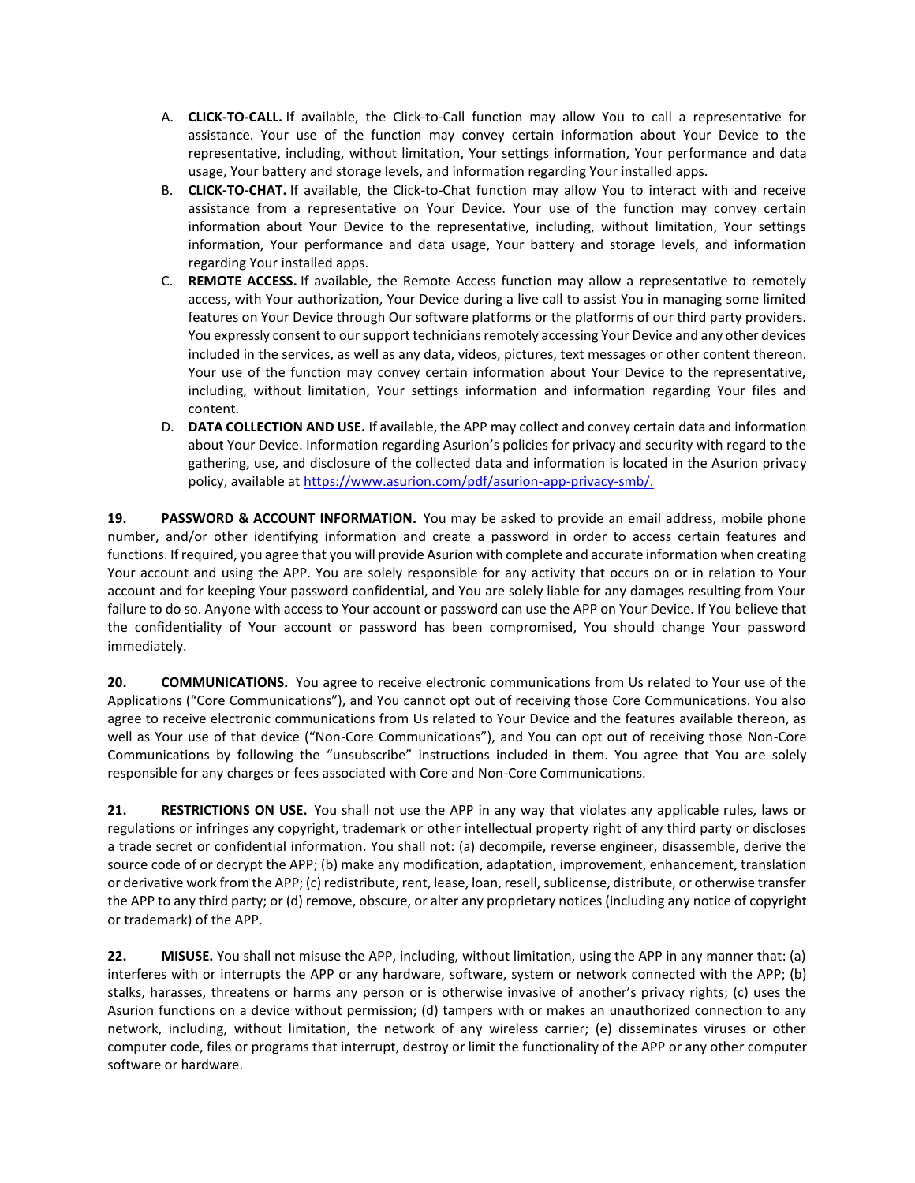A. **CLICK-TO-CALL.** If available, the Click-to-Call function may allow You to call a representative for assistance. Your use of the function may convey certain information about Your Device to the representative, including, without limitation, Your settings information, Your performance and data usage, Your battery and storage levels, and information regarding Your installed apps.

B. **CLICK-TO-CHAT.** If available, the Click-to-Chat function may allow You to interact with and receive assistance from a representative on Your Device. Your use of the function may convey certain information about Your Device to the representative, including, without limitation, Your settings information, Your performance and data usage, Your battery and storage levels, and information regarding Your installed apps.

C. **REMOTE ACCESS.** If available, the Remote Access function may allow a representative to remotely access, with Your authorization, Your Device during a live call to assist You in managing some limited features on Your Device through Our software platforms or the platforms of our third party providers. You expressly consent to our support technicians remotely accessing Your Device and any other devices included in the services, as well as any data, videos, pictures, text messages or other content thereon. Your use of the function may convey certain information about Your Device to the representative, including, without limitation, Your settings information and information regarding Your files and content.

D. **DATA COLLECTION AND USE.** If available, the APP may collect and convey certain data and information about Your Device. Information regarding Asurion's policies for privacy and security with regard to the gathering, use, and disclosure of the collected data and information is located in the Asurion privacy policy, available at [https://www.asurion.com/pdf/asurion-app-privacy-smb/.](https://www.asurion.com/pdf/asurion-app-privacy-smb/)

**19. PASSWORD & ACCOUNT INFORMATION.** You may be asked to provide an email address, mobile phone number, and/or other identifying information and create a password in order to access certain features and functions. If required, you agree that you will provide Asurion with complete and accurate information when creating Your account and using the APP. You are solely responsible for any activity that occurs on or in relation to Your account and for keeping Your password confidential, and You are solely liable for any damages resulting from Your failure to do so. Anyone with access to Your account or password can use the APP on Your Device. If You believe that the confidentiality of Your account or password has been compromised, You should change Your password immediately.

**20. COMMUNICATIONS.** You agree to receive electronic communications from Us related to Your use of the Applications ("Core Communications"), and You cannot opt out of receiving those Core Communications. You also agree to receive electronic communications from Us related to Your Device and the features available thereon, as well as Your use of that device ("Non-Core Communications"), and You can opt out of receiving those Non-Core Communications by following the "unsubscribe" instructions included in them. You agree that You are solely responsible for any charges or fees associated with Core and Non-Core Communications.

**21. RESTRICTIONS ON USE.** You shall not use the APP in any way that violates any applicable rules, laws or regulations or infringes any copyright, trademark or other intellectual property right of any third party or discloses a trade secret or confidential information. You shall not: (a) decompile, reverse engineer, disassemble, derive the source code of or decrypt the APP; (b) make any modification, adaptation, improvement, enhancement, translation or derivative work from the APP; (c) redistribute, rent, lease, loan, resell, sublicense, distribute, or otherwise transfer the APP to any third party; or (d) remove, obscure, or alter any proprietary notices (including any notice of copyright or trademark) of the APP.

**22. MISUSE.** You shall not misuse the APP, including, without limitation, using the APP in any manner that: (a) interferes with or interrupts the APP or any hardware, software, system or network connected with the APP; (b) stalks, harasses, threatens or harms any person or is otherwise invasive of another's privacy rights; (c) uses the Asurion functions on a device without permission; (d) tampers with or makes an unauthorized connection to any network, including, without limitation, the network of any wireless carrier; (e) disseminates viruses or other computer code, files or programs that interrupt, destroy or limit the functionality of the APP or any other computer software or hardware.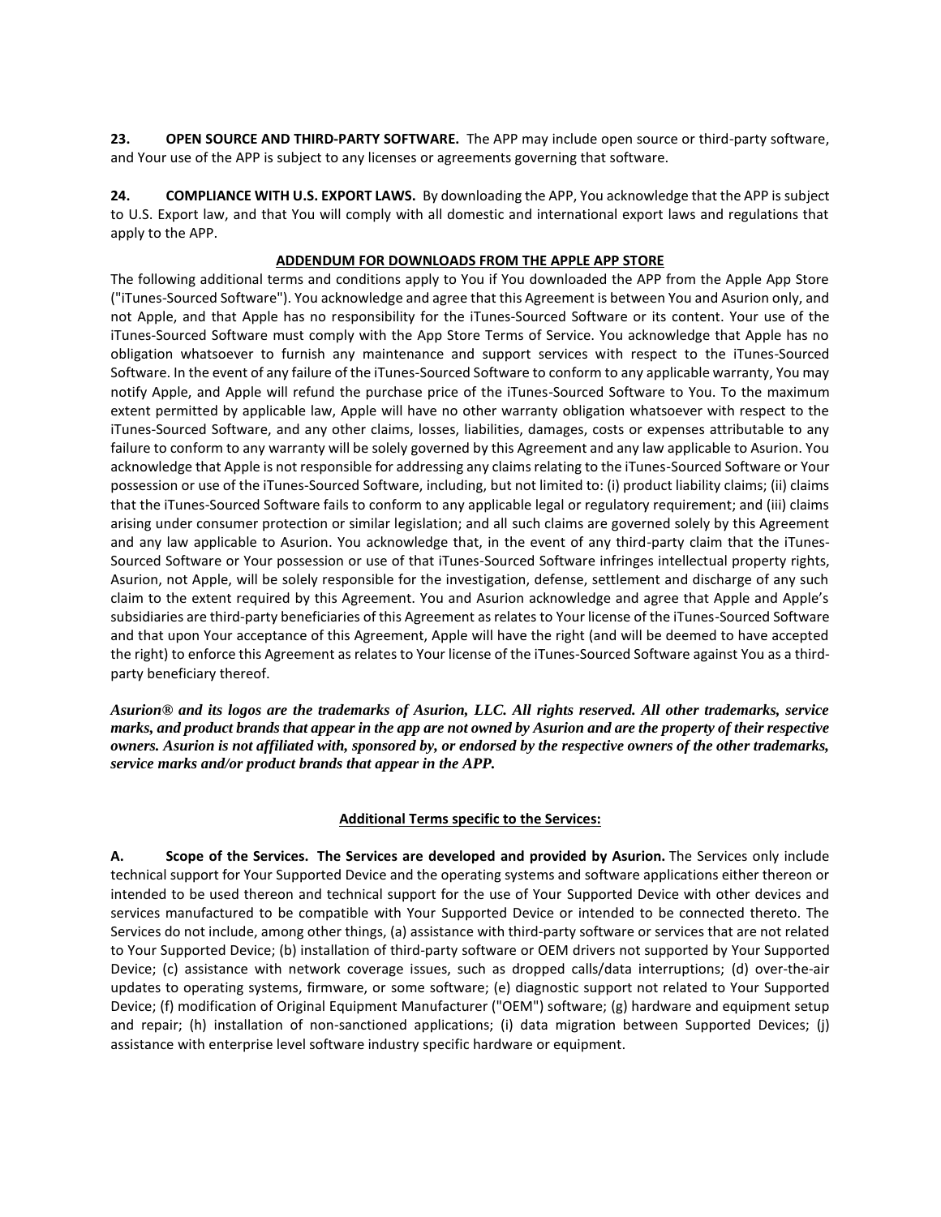**23. OPEN SOURCE AND THIRD-PARTY SOFTWARE.** The APP may include open source or third-party software, and Your use of the APP is subject to any licenses or agreements governing that software.

**24. COMPLIANCE WITH U.S. EXPORT LAWS.** By downloading the APP, You acknowledge that the APP is subject to U.S. Export law, and that You will comply with all domestic and international export laws and regulations that apply to the APP.

**ADDENDUM FOR DOWNLOADS FROM THE APPLE APP STORE**

The following additional terms and conditions apply to You if You downloaded the APP from the Apple App Store ("iTunes-Sourced Software"). You acknowledge and agree that this Agreement is between You and Asurion only, and not Apple, and that Apple has no responsibility for the iTunes-Sourced Software or its content. Your use of the iTunes-Sourced Software must comply with the App Store Terms of Service. You acknowledge that Apple has no obligation whatsoever to furnish any maintenance and support services with respect to the iTunes-Sourced Software. In the event of any failure of the iTunes-Sourced Software to conform to any applicable warranty, You may notify Apple, and Apple will refund the purchase price of the iTunes-Sourced Software to You. To the maximum extent permitted by applicable law, Apple will have no other warranty obligation whatsoever with respect to the iTunes-Sourced Software, and any other claims, losses, liabilities, damages, costs or expenses attributable to any failure to conform to any warranty will be solely governed by this Agreement and any law applicable to Asurion. You acknowledge that Apple is not responsible for addressing any claims relating to the iTunes-Sourced Software or Your possession or use of the iTunes-Sourced Software, including, but not limited to: (i) product liability claims; (ii) claims that the iTunes-Sourced Software fails to conform to any applicable legal or regulatory requirement; and (iii) claims arising under consumer protection or similar legislation; and all such claims are governed solely by this Agreement and any law applicable to Asurion. You acknowledge that, in the event of any third-party claim that the iTunes-Sourced Software or Your possession or use of that iTunes-Sourced Software infringes intellectual property rights, Asurion, not Apple, will be solely responsible for the investigation, defense, settlement and discharge of any such claim to the extent required by this Agreement. You and Asurion acknowledge and agree that Apple and Apple's subsidiaries are third-party beneficiaries of this Agreement as relates to Your license of the iTunes-Sourced Software and that upon Your acceptance of this Agreement, Apple will have the right (and will be deemed to have accepted the right) to enforce this Agreement as relates to Your license of the iTunes-Sourced Software against You as a third-party beneficiary thereof.

***Asurion® and its logos are the trademarks of Asurion, LLC. All rights reserved. All other trademarks, service marks, and product brands that appear in the app are not owned by Asurion and are the property of their respective owners. Asurion is not affiliated with, sponsored by, or endorsed by the respective owners of the other trademarks, service marks and/or product brands that appear in the APP.***

**Additional Terms specific to the Services:**

**A. Scope of the Services. The Services are developed and provided by Asurion.** The Services only include technical support for Your Supported Device and the operating systems and software applications either thereon or intended to be used thereon and technical support for the use of Your Supported Device with other devices and services manufactured to be compatible with Your Supported Device or intended to be connected thereto. The Services do not include, among other things, (a) assistance with third-party software or services that are not related to Your Supported Device; (b) installation of third-party software or OEM drivers not supported by Your Supported Device; (c) assistance with network coverage issues, such as dropped calls/data interruptions; (d) over-the-air updates to operating systems, firmware, or some software; (e) diagnostic support not related to Your Supported Device; (f) modification of Original Equipment Manufacturer ("OEM") software; (g) hardware and equipment setup and repair; (h) installation of non-sanctioned applications; (i) data migration between Supported Devices; (j) assistance with enterprise level software industry specific hardware or equipment.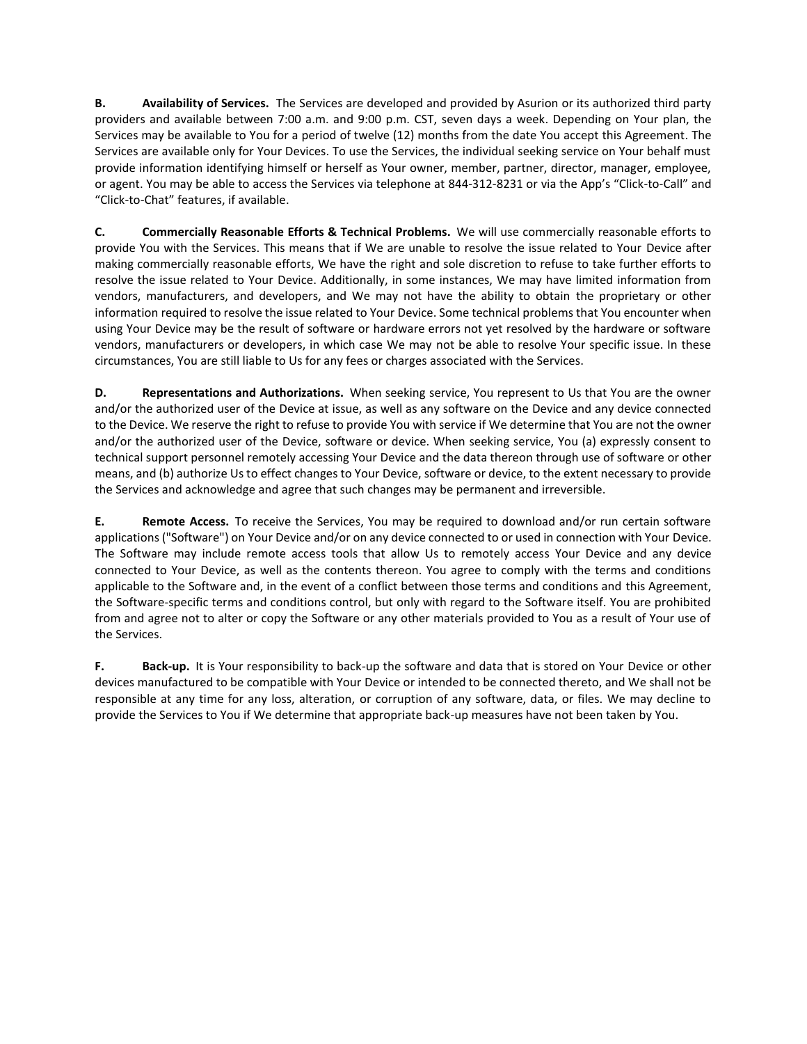**B. Availability of Services.** The Services are developed and provided by Asurion or its authorized third party providers and available between 7:00 a.m. and 9:00 p.m. CST, seven days a week. Depending on Your plan, the Services may be available to You for a period of twelve (12) months from the date You accept this Agreement. The Services are available only for Your Devices. To use the Services, the individual seeking service on Your behalf must provide information identifying himself or herself as Your owner, member, partner, director, manager, employee, or agent. You may be able to access the Services via telephone at 844-312-8231 or via the App's "Click-to-Call" and "Click-to-Chat" features, if available.

**C. Commercially Reasonable Efforts & Technical Problems.** We will use commercially reasonable efforts to provide You with the Services. This means that if We are unable to resolve the issue related to Your Device after making commercially reasonable efforts, We have the right and sole discretion to refuse to take further efforts to resolve the issue related to Your Device. Additionally, in some instances, We may have limited information from vendors, manufacturers, and developers, and We may not have the ability to obtain the proprietary or other information required to resolve the issue related to Your Device. Some technical problems that You encounter when using Your Device may be the result of software or hardware errors not yet resolved by the hardware or software vendors, manufacturers or developers, in which case We may not be able to resolve Your specific issue. In these circumstances, You are still liable to Us for any fees or charges associated with the Services.

**D. Representations and Authorizations.** When seeking service, You represent to Us that You are the owner and/or the authorized user of the Device at issue, as well as any software on the Device and any device connected to the Device. We reserve the right to refuse to provide You with service if We determine that You are not the owner and/or the authorized user of the Device, software or device. When seeking service, You (a) expressly consent to technical support personnel remotely accessing Your Device and the data thereon through use of software or other means, and (b) authorize Us to effect changes to Your Device, software or device, to the extent necessary to provide the Services and acknowledge and agree that such changes may be permanent and irreversible.

**E. Remote Access.** To receive the Services, You may be required to download and/or run certain software applications ("Software") on Your Device and/or on any device connected to or used in connection with Your Device. The Software may include remote access tools that allow Us to remotely access Your Device and any device connected to Your Device, as well as the contents thereon. You agree to comply with the terms and conditions applicable to the Software and, in the event of a conflict between those terms and conditions and this Agreement, the Software-specific terms and conditions control, but only with regard to the Software itself. You are prohibited from and agree not to alter or copy the Software or any other materials provided to You as a result of Your use of the Services.

**F. Back-up.** It is Your responsibility to back-up the software and data that is stored on Your Device or other devices manufactured to be compatible with Your Device or intended to be connected thereto, and We shall not be responsible at any time for any loss, alteration, or corruption of any software, data, or files. We may decline to provide the Services to You if We determine that appropriate back-up measures have not been taken by You.